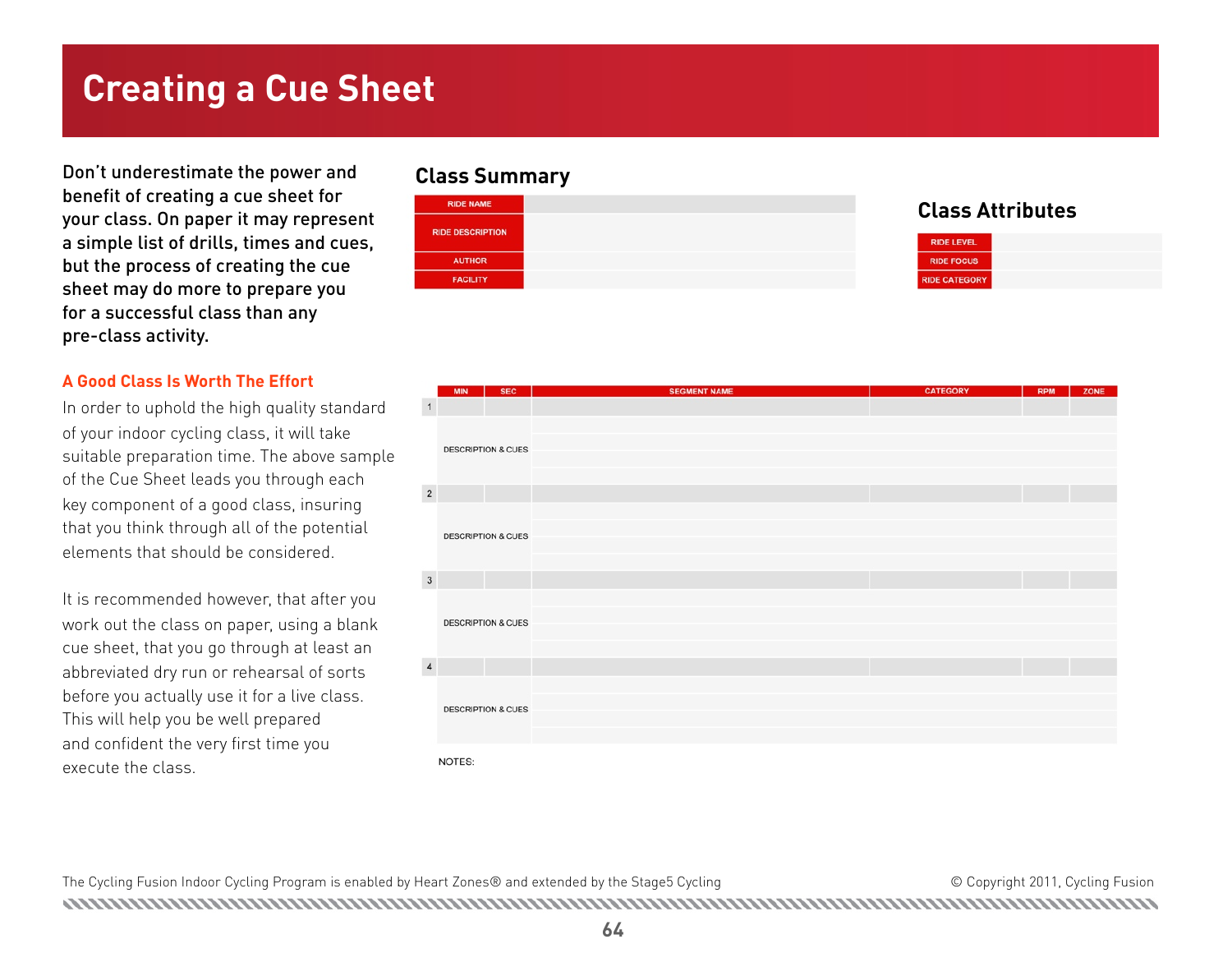# Creating a Cue Sheet

Don't underestimate the power and benefit of creating a cue sheet for your class. On paper it may represent a simple list of drills, times and cues, but the process of creating the cue sheet may do more to prepare you for a successful class than any pre-class activity.

### A Good Class Is Worth The Effort

In order to uphold the high quality standard of your indoor cycling class, it will take suitable preparation time. The above sample of the Cue Sheet leads you through each key component of a good class, insuring that you think through all of the potential elements that should be considered.

It is recommended however, that after you work out the class on paper, using a blank cue sheet, that you go through at least an abbreviated dry run or rehearsal of sorts before you actually use it for a live class. This will help you be well prepared and confident the very first time you execute the class.

## Class Summary

| RIDE NAME | |
|---|---|
| RIDE DESCRIPTION | |
| AUTHOR | |
| FACILITY | |

## Class Attributes

| RIDE LEVEL | |
|---|---|
| RIDE FOCUS | |
| RIDE CATEGORY | |

| | MIN | SEC | SEGMENT NAME | CATEGORY | RPM | ZONE |
|---|---|---|---|---|---|---|
| 1 | | | | | | |
| | DESCRIPTION & CUES | | | | | |
| 2 | | | | | | |
| | DESCRIPTION & CUES | | | | | |
| 3 | | | | | | |
| | DESCRIPTION & CUES | | | | | |
| 4 | | | | | | |
| | DESCRIPTION & CUES | | | | | |

NOTES:

The Cycling Fusion Indoor Cycling Program is enabled by Heart Zones® and extended by the Stage5 Cycling

© Copyright 2011, Cycling Fusion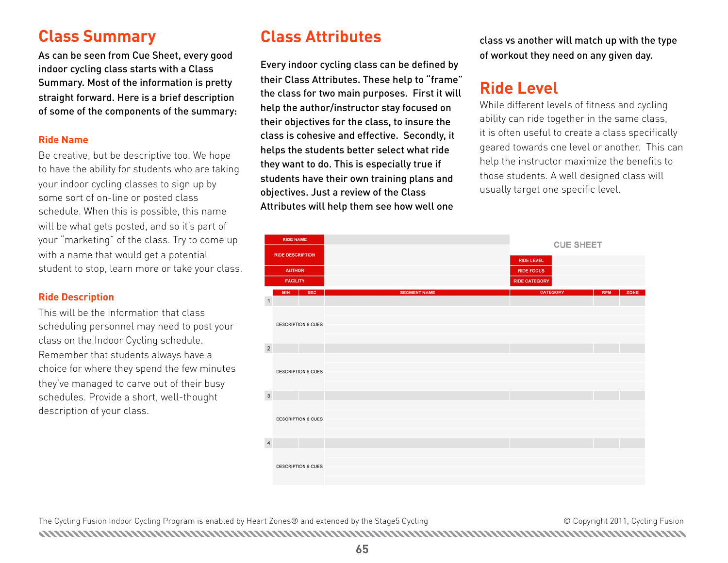## Class Summary

**As can be seen from Cue Sheet, every good indoor cycling class starts with a Class Summary. Most of the information is pretty straight forward. Here is a brief description of some of the components of the summary:**

### Ride Name

Be creative, but be descriptive too. We hope to have the ability for students who are taking your indoor cycling classes to sign up by some sort of on-line or posted class schedule. When this is possible, this name will be what gets posted, and so it's part of your "marketing" of the class. Try to come up with a name that would get a potential student to stop, learn more or take your class.

### Ride Description

This will be the information that class scheduling personnel may need to post your class on the Indoor Cycling schedule. Remember that students always have a choice for where they spend the few minutes they've managed to carve out of their busy schedules. Provide a short, well-thought description of your class.

## Class Attributes

**Every indoor cycling class can be defined by their Class Attributes. These help to "frame" the class for two main purposes. First it will help the author/instructor stay focused on their objectives for the class, to insure the class is cohesive and effective. Secondly, it helps the students better select what ride they want to do. This is especially true if students have their own training plans and objectives. Just a review of the Class Attributes will help them see how well one class vs another will match up with the type of workout they need on any given day.**

## Ride Level

While different levels of fitness and cycling ability can ride together in the same class, it is often useful to create a class specifically geared towards one level or another. This can help the instructor maximize the benefits to those students. A well designed class will usually target one specific level.

**CUE SHEET**

| RIDE NAME | | RIDE LEVEL | |
|---|---|---|---|
| RIDE DESCRIPTION | | RIDE FOCUS | |
| AUTHOR | | RIDE CATEGORY | |
| FACILITY | | | |

| | MIN | SEC | SEGMENT NAME | CATEGORY | RPM | ZONE |
|---|---|---|---|---|---|---|
| 1 | | | | | | |
| | DESCRIPTION & CUES | | | | | |
| 2 | | | | | | |
| | DESCRIPTION & CUES | | | | | |
| 3 | | | | | | |
| | DESCRIPTION & CUES | | | | | |
| 4 | | | | | | |
| | DESCRIPTION & CUES | | | | | |

The Cycling Fusion Indoor Cycling Program is enabled by Heart Zones® and extended by the Stage5 Cycling

© Copyright 2011, Cycling Fusion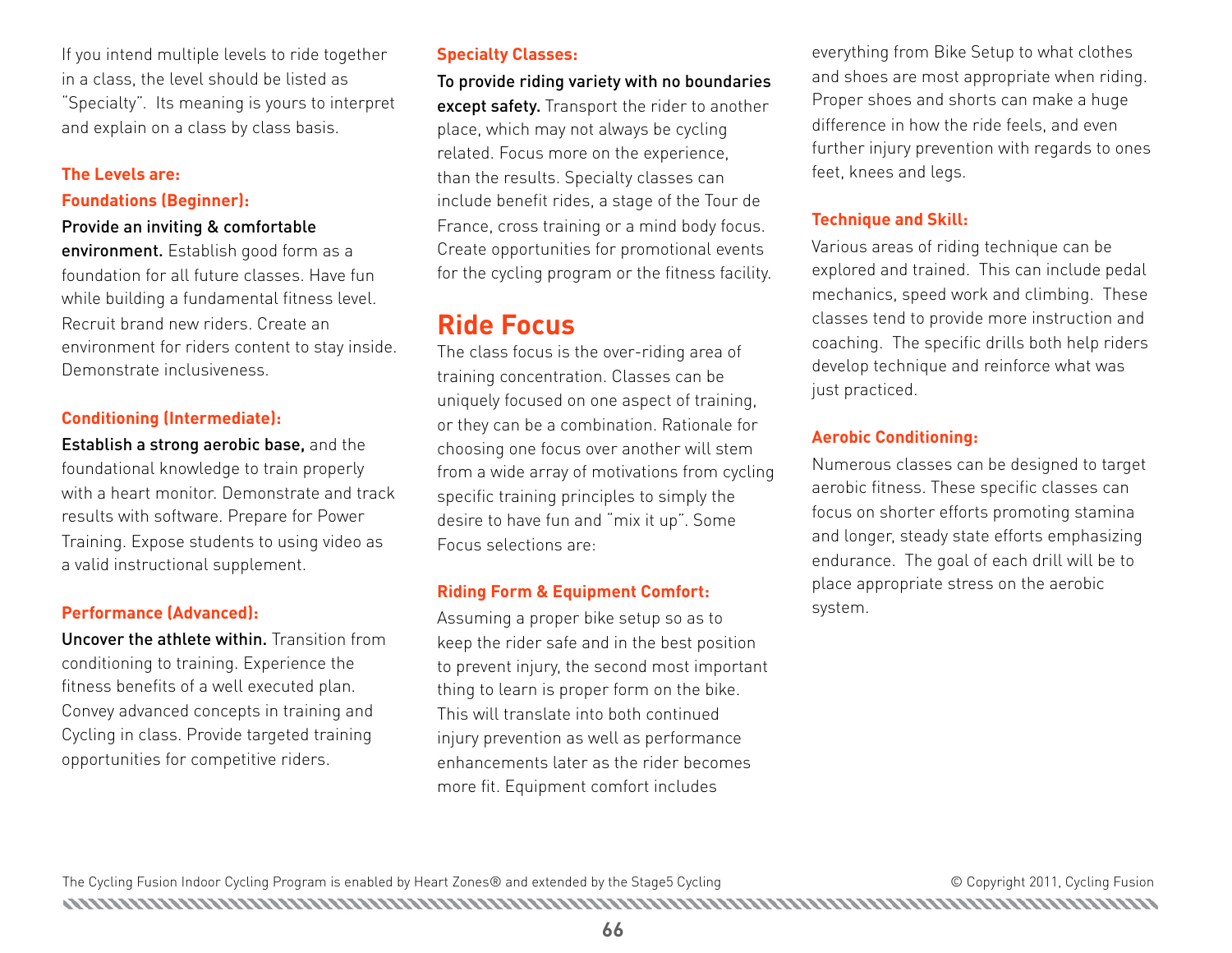If you intend multiple levels to ride together in a class, the level should be listed as "Specialty". Its meaning is yours to interpret and explain on a class by class basis.

### The Levels are:

### Foundations (Beginner):

**Provide an inviting & comfortable environment.** Establish good form as a foundation for all future classes. Have fun while building a fundamental fitness level. Recruit brand new riders. Create an environment for riders content to stay inside. Demonstrate inclusiveness.

### Conditioning (Intermediate):

**Establish a strong aerobic base,** and the foundational knowledge to train properly with a heart monitor. Demonstrate and track results with software. Prepare for Power Training. Expose students to using video as a valid instructional supplement.

### Performance (Advanced):

**Uncover the athlete within.** Transition from conditioning to training. Experience the fitness benefits of a well executed plan. Convey advanced concepts in training and Cycling in class. Provide targeted training opportunities for competitive riders.

### Specialty Classes:

**To provide riding variety with no boundaries except safety.** Transport the rider to another place, which may not always be cycling related. Focus more on the experience, than the results. Specialty classes can include benefit rides, a stage of the Tour de France, cross training or a mind body focus. Create opportunities for promotional events for the cycling program or the fitness facility.

## Ride Focus

The class focus is the over-riding area of training concentration. Classes can be uniquely focused on one aspect of training, or they can be a combination. Rationale for choosing one focus over another will stem from a wide array of motivations from cycling specific training principles to simply the desire to have fun and "mix it up". Some Focus selections are:

### Riding Form & Equipment Comfort:

Assuming a proper bike setup so as to keep the rider safe and in the best position to prevent injury, the second most important thing to learn is proper form on the bike. This will translate into both continued injury prevention as well as performance enhancements later as the rider becomes more fit. Equipment comfort includes everything from Bike Setup to what clothes and shoes are most appropriate when riding. Proper shoes and shorts can make a huge difference in how the ride feels, and even further injury prevention with regards to ones feet, knees and legs.

### Technique and Skill:

Various areas of riding technique can be explored and trained. This can include pedal mechanics, speed work and climbing. These classes tend to provide more instruction and coaching. The specific drills both help riders develop technique and reinforce what was just practiced.

### Aerobic Conditioning:

Numerous classes can be designed to target aerobic fitness. These specific classes can focus on shorter efforts promoting stamina and longer, steady state efforts emphasizing endurance. The goal of each drill will be to place appropriate stress on the aerobic system.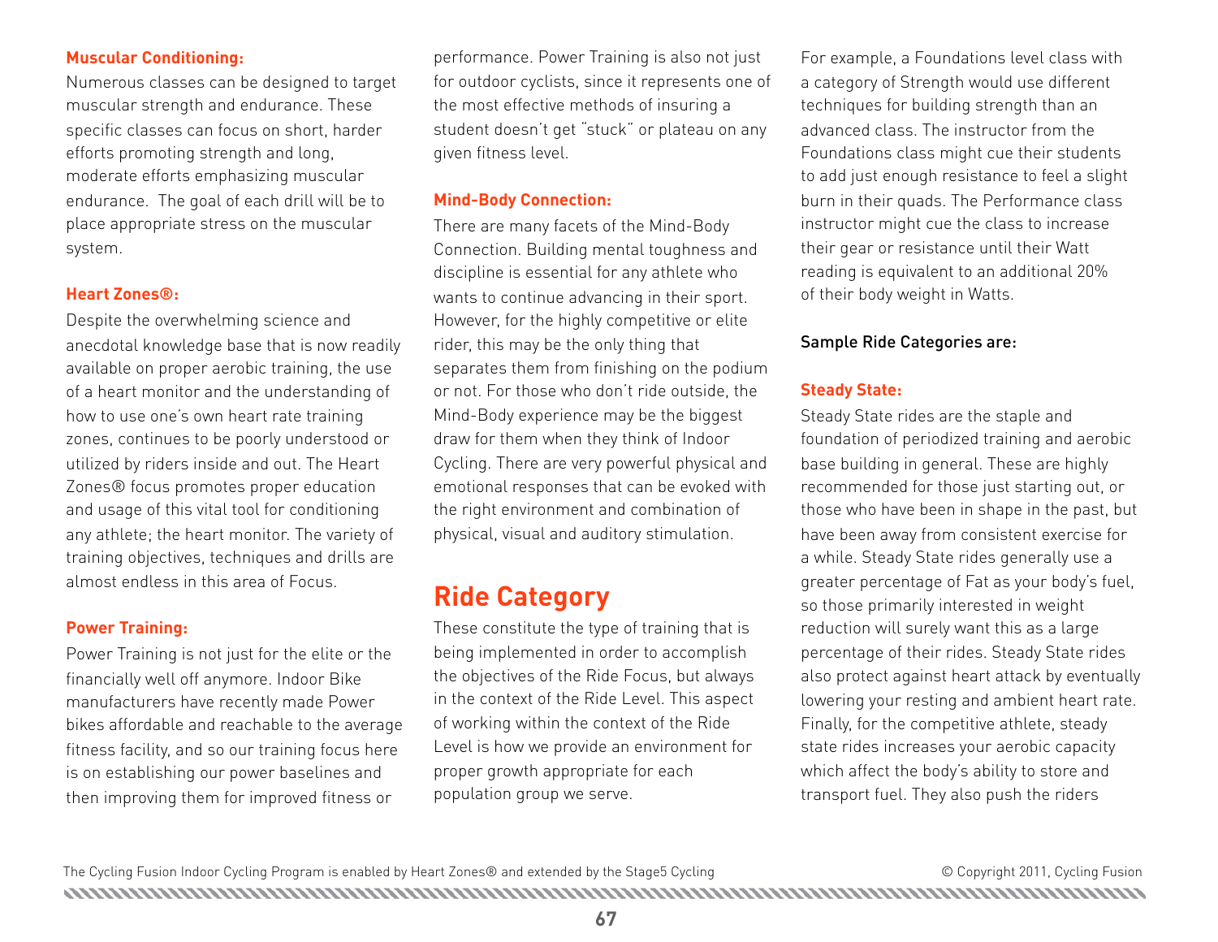### Muscular Conditioning:

Numerous classes can be designed to target muscular strength and endurance. These specific classes can focus on short, harder efforts promoting strength and long, moderate efforts emphasizing muscular endurance. The goal of each drill will be to place appropriate stress on the muscular system.

### Heart Zones®:

Despite the overwhelming science and anecdotal knowledge base that is now readily available on proper aerobic training, the use of a heart monitor and the understanding of how to use one's own heart rate training zones, continues to be poorly understood or utilized by riders inside and out. The Heart Zones® focus promotes proper education and usage of this vital tool for conditioning any athlete; the heart monitor. The variety of training objectives, techniques and drills are almost endless in this area of Focus.

### Power Training:

Power Training is not just for the elite or the financially well off anymore. Indoor Bike manufacturers have recently made Power bikes affordable and reachable to the average fitness facility, and so our training focus here is on establishing our power baselines and then improving them for improved fitness or performance. Power Training is also not just for outdoor cyclists, since it represents one of the most effective methods of insuring a student doesn't get "stuck" or plateau on any given fitness level.

### Mind-Body Connection:

There are many facets of the Mind-Body Connection. Building mental toughness and discipline is essential for any athlete who wants to continue advancing in their sport. However, for the highly competitive or elite rider, this may be the only thing that separates them from finishing on the podium or not. For those who don't ride outside, the Mind-Body experience may be the biggest draw for them when they think of Indoor Cycling. There are very powerful physical and emotional responses that can be evoked with the right environment and combination of physical, visual and auditory stimulation.

## Ride Category

These constitute the type of training that is being implemented in order to accomplish the objectives of the Ride Focus, but always in the context of the Ride Level. This aspect of working within the context of the Ride Level is how we provide an environment for proper growth appropriate for each population group we serve.

For example, a Foundations level class with a category of Strength would use different techniques for building strength than an advanced class. The instructor from the Foundations class might cue their students to add just enough resistance to feel a slight burn in their quads. The Performance class instructor might cue the class to increase their gear or resistance until their Watt reading is equivalent to an additional 20% of their body weight in Watts.

Sample Ride Categories are:

### Steady State:

Steady State rides are the staple and foundation of periodized training and aerobic base building in general. These are highly recommended for those just starting out, or those who have been in shape in the past, but have been away from consistent exercise for a while. Steady State rides generally use a greater percentage of Fat as your body's fuel, so those primarily interested in weight reduction will surely want this as a large percentage of their rides. Steady State rides also protect against heart attack by eventually lowering your resting and ambient heart rate. Finally, for the competitive athlete, steady state rides increases your aerobic capacity which affect the body's ability to store and transport fuel. They also push the riders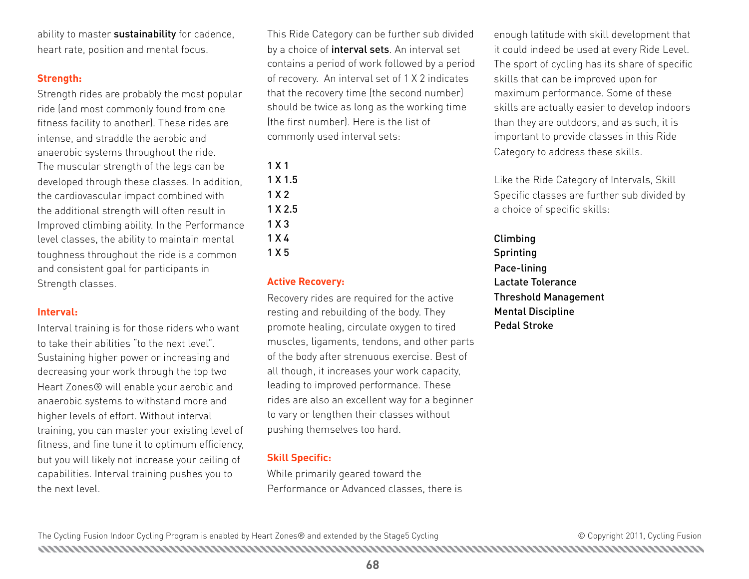ability to master **sustainability** for cadence, heart rate, position and mental focus.

### Strength:

Strength rides are probably the most popular ride (and most commonly found from one fitness facility to another). These rides are intense, and straddle the aerobic and anaerobic systems throughout the ride. The muscular strength of the legs can be developed through these classes. In addition, the cardiovascular impact combined with the additional strength will often result in Improved climbing ability. In the Performance level classes, the ability to maintain mental toughness throughout the ride is a common and consistent goal for participants in Strength classes.

### Interval:

Interval training is for those riders who want to take their abilities "to the next level". Sustaining higher power or increasing and decreasing your work through the top two Heart Zones® will enable your aerobic and anaerobic systems to withstand more and higher levels of effort. Without interval training, you can master your existing level of fitness, and fine tune it to optimum efficiency, but you will likely not increase your ceiling of capabilities. Interval training pushes you to the next level.

This Ride Category can be further sub divided by a choice of **interval sets**. An interval set contains a period of work followed by a period of recovery. An interval set of 1 X 2 indicates that the recovery time (the second number) should be twice as long as the working time (the first number). Here is the list of commonly used interval sets:

1 X 1
1 X 1.5
1 X 2
1 X 2.5
1 X 3
1 X 4
1 X 5

### Active Recovery:

Recovery rides are required for the active resting and rebuilding of the body. They promote healing, circulate oxygen to tired muscles, ligaments, tendons, and other parts of the body after strenuous exercise. Best of all though, it increases your work capacity, leading to improved performance. These rides are also an excellent way for a beginner to vary or lengthen their classes without pushing themselves too hard.

### Skill Specific:

While primarily geared toward the Performance or Advanced classes, there is enough latitude with skill development that it could indeed be used at every Ride Level. The sport of cycling has its share of specific skills that can be improved upon for maximum performance. Some of these skills are actually easier to develop indoors than they are outdoors, and as such, it is important to provide classes in this Ride Category to address these skills.

Like the Ride Category of Intervals, Skill Specific classes are further sub divided by a choice of specific skills:

Climbing
Sprinting
Pace-lining
Lactate Tolerance
Threshold Management
Mental Discipline
Pedal Stroke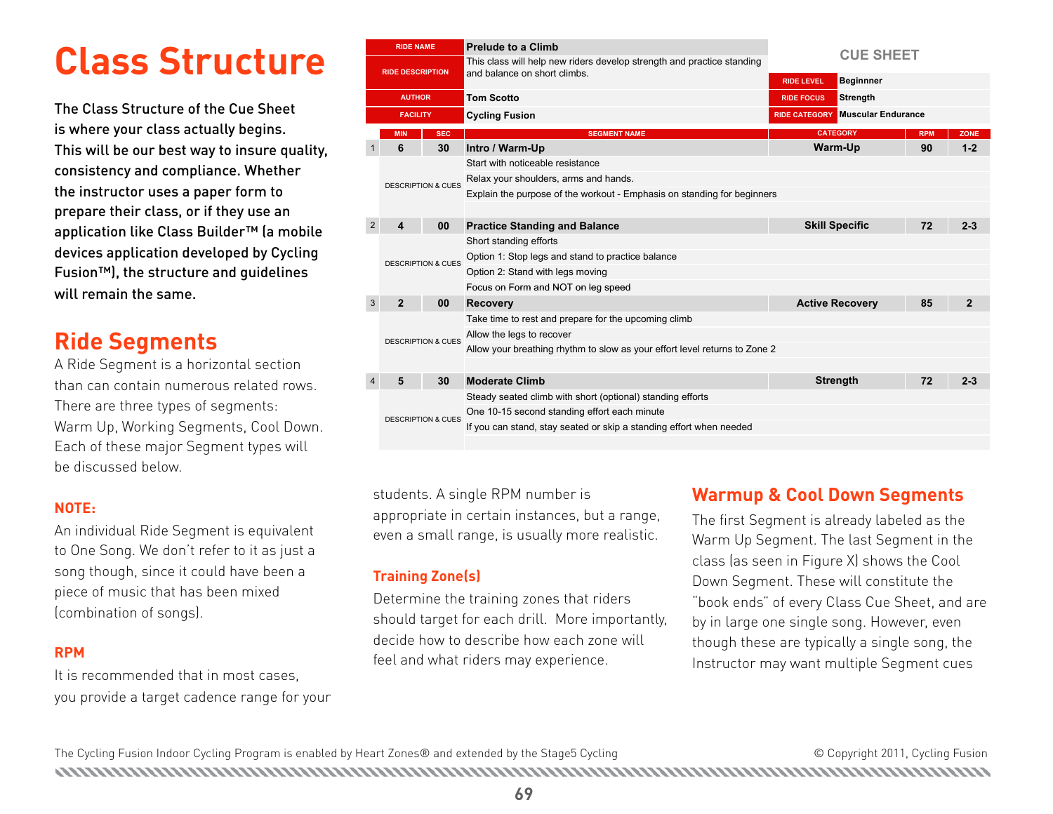# Class Structure

The Class Structure of the Cue Sheet is where your class actually begins. This will be our best way to insure quality, consistency and compliance. Whether the instructor uses a paper form to prepare their class, or if they use an application like Class Builder™ (a mobile devices application developed by Cycling Fusion™), the structure and guidelines will remain the same.

| RIDE NAME | Prelude to a Climb | CUE SHEET | |
|---|---|---|---|
| RIDE DESCRIPTION | This class will help new riders develop strength and practice standing and balance on short climbs. | RIDE LEVEL | Beginnner |
| AUTHOR | Tom Scotto | RIDE FOCUS | Strength |
| FACILITY | Cycling Fusion | RIDE CATEGORY | Muscular Endurance |

| | MIN | SEC | SEGMENT NAME | CATEGORY | RPM | ZONE |
|---|---|---|---|---|---|---|
| 1 | 6 | 30 | **Intro / Warm-Up** | **Warm-Up** | **90** | **1-2** |
| | DESCRIPTION & CUES | | Start with noticeable resistance | | | |
| | | | Relax your shoulders, arms and hands. | | | |
| | | | Explain the purpose of the workout - Emphasis on standing for beginners | | | |
| 2 | 4 | 00 | **Practice Standing and Balance** | **Skill Specific** | **72** | **2-3** |
| | DESCRIPTION & CUES | | Short standing efforts | | | |
| | | | Option 1: Stop legs and stand to practice balance | | | |
| | | | Option 2: Stand with legs moving | | | |
| | | | Focus on Form and NOT on leg speed | | | |
| 3 | 2 | 00 | **Recovery** | **Active Recovery** | **85** | **2** |
| | DESCRIPTION & CUES | | Take time to rest and prepare for the upcoming climb | | | |
| | | | Allow the legs to recover | | | |
| | | | Allow your breathing rhythm to slow as your effort level returns to Zone 2 | | | |
| 4 | 5 | 30 | **Moderate Climb** | **Strength** | **72** | **2-3** |
| | DESCRIPTION & CUES | | Steady seated climb with short (optional) standing efforts | | | |
| | | | One 10-15 second standing effort each minute | | | |
| | | | If you can stand, stay seated or skip a standing effort when needed | | | |

## Ride Segments

A Ride Segment is a horizontal section than can contain numerous related rows. There are three types of segments: Warm Up, Working Segments, Cool Down. Each of these major Segment types will be discussed below.

### NOTE:

An individual Ride Segment is equivalent to One Song. We don't refer to it as just a song though, since it could have been a piece of music that has been mixed (combination of songs).

### RPM

It is recommended that in most cases, you provide a target cadence range for your students. A single RPM number is appropriate in certain instances, but a range, even a small range, is usually more realistic.

### Training Zone(s)

Determine the training zones that riders should target for each drill. More importantly, decide how to describe how each zone will feel and what riders may experience.

## Warmup & Cool Down Segments

The first Segment is already labeled as the Warm Up Segment. The last Segment in the class (as seen in Figure X) shows the Cool Down Segment. These will constitute the "book ends" of every Class Cue Sheet, and are by in large one single song. However, even though these are typically a single song, the Instructor may want multiple Segment cues

The Cycling Fusion Indoor Cycling Program is enabled by Heart Zones® and extended by the Stage5 Cycling © Copyright 2011, Cycling Fusion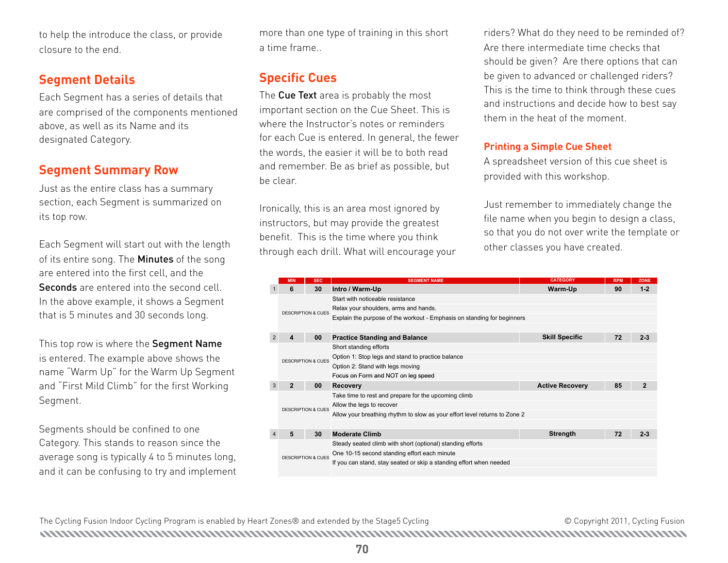to help the introduce the class, or provide closure to the end.

## Segment Details

Each Segment has a series of details that are comprised of the components mentioned above, as well as its Name and its designated Category.

## Segment Summary Row

Just as the entire class has a summary section, each Segment is summarized on its top row.

Each Segment will start out with the length of its entire song. The **Minutes** of the song are entered into the first cell, and the **Seconds** are entered into the second cell. In the above example, it shows a Segment that is 5 minutes and 30 seconds long.

This top row is where the **Segment Name** is entered. The example above shows the name "Warm Up" for the Warm Up Segment and "First Mild Climb" for the first Working Segment.

Segments should be confined to one Category. This stands to reason since the average song is typically 4 to 5 minutes long, and it can be confusing to try and implement more than one type of training in this short a time frame..

## Specific Cues

The **Cue Text** area is probably the most important section on the Cue Sheet. This is where the Instructor's notes or reminders for each Cue is entered. In general, the fewer the words, the easier it will be to both read and remember. Be as brief as possible, but be clear.

Ironically, this is an area most ignored by instructors, but may provide the greatest benefit. This is the time where you think through each drill. What will encourage your riders? What do they need to be reminded of? Are there intermediate time checks that should be given? Are there options that can be given to advanced or challenged riders? This is the time to think through these cues and instructions and decide how to best say them in the heat of the moment.

### Printing a Simple Cue Sheet

A spreadsheet version of this cue sheet is provided with this workshop.

Just remember to immediately change the file name when you begin to design a class, so that you do not over write the template or other classes you have created.

| | MIN | SEC | SEGMENT NAME | CATEGORY | RPM | ZONE |
|---|---|---|---|---|---|---|
| 1 | 6 | 30 | **Intro / Warm-Up** | **Warm-Up** | 90 | 1-2 |
| | DESCRIPTION & CUES | | Start with noticeable resistance | | | |
| | | | Relax your shoulders, arms and hands. | | | |
| | | | Explain the purpose of the workout - Emphasis on standing for beginners | | | |
| 2 | 4 | 00 | **Practice Standing and Balance** | **Skill Specific** | 72 | 2-3 |
| | DESCRIPTION & CUES | | Short standing efforts | | | |
| | | | Option 1: Stop legs and stand to practice balance | | | |
| | | | Option 2: Stand with legs moving | | | |
| | | | Focus on Form and NOT on leg speed | | | |
| 3 | 2 | 00 | **Recovery** | **Active Recovery** | 85 | 2 |
| | DESCRIPTION & CUES | | Take time to rest and prepare for the upcoming climb | | | |
| | | | Allow the legs to recover | | | |
| | | | Allow your breathing rhythm to slow as your effort level returns to Zone 2 | | | |
| 4 | 5 | 30 | **Moderate Climb** | **Strength** | 72 | 2-3 |
| | DESCRIPTION & CUES | | Steady seated climb with short (optional) standing efforts | | | |
| | | | One 10-15 second standing effort each minute | | | |
| | | | If you can stand, stay seated or skip a standing effort when needed | | | |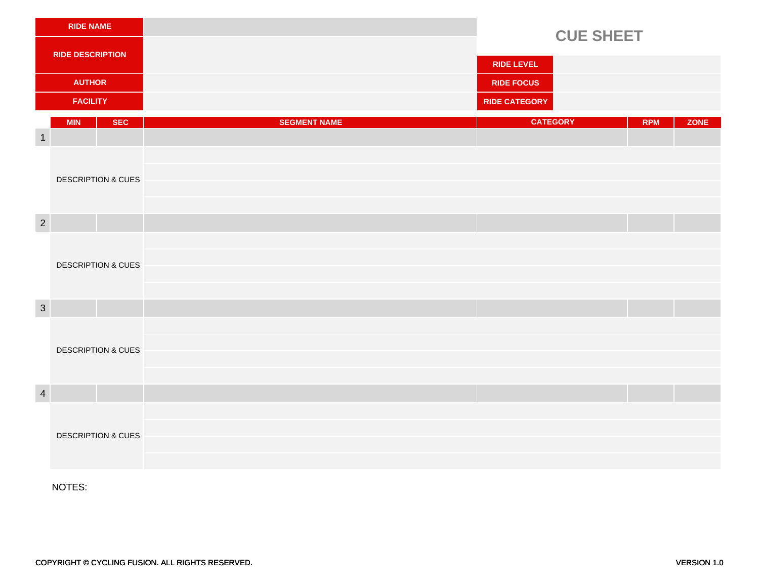# CUE SHEET

| | | | |
|---|---|---|---|
| **RIDE NAME** | | | |
| **RIDE DESCRIPTION** | | **RIDE LEVEL** | |
| **AUTHOR** | | **RIDE FOCUS** | |
| **FACILITY** | | **RIDE CATEGORY** | |

| | MIN | SEC | SEGMENT NAME | CATEGORY | RPM | ZONE |
|---|---|---|---|---|---|---|
| 1 | | | | | | |
| | DESCRIPTION & CUES | | | | | |
| 2 | | | | | | |
| | DESCRIPTION & CUES | | | | | |
| 3 | | | | | | |
| | DESCRIPTION & CUES | | | | | |
| 4 | | | | | | |
| | DESCRIPTION & CUES | | | | | |

NOTES:

COPYRIGHT © CYCLING FUSION. ALL RIGHTS RESERVED.

VERSION 1.0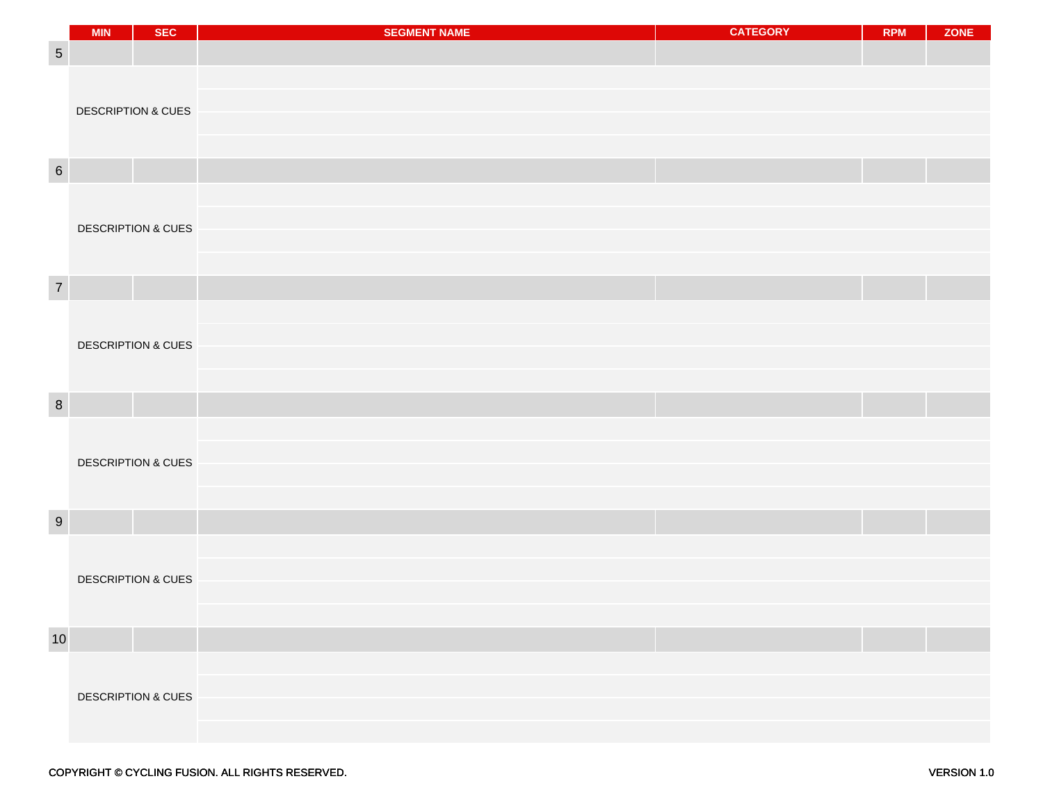| | MIN | SEC | SEGMENT NAME | CATEGORY | RPM | ZONE |
|---|---|---|---|---|---|---|
| 5 | | | | | | |
| | DESCRIPTION & CUES | | | | | |
| 6 | | | | | | |
| | DESCRIPTION & CUES | | | | | |
| 7 | | | | | | |
| | DESCRIPTION & CUES | | | | | |
| 8 | | | | | | |
| | DESCRIPTION & CUES | | | | | |
| 9 | | | | | | |
| | DESCRIPTION & CUES | | | | | |
| 10 | | | | | | |
| | DESCRIPTION & CUES | | | | | |

COPYRIGHT © CYCLING FUSION. ALL RIGHTS RESERVED.

VERSION 1.0